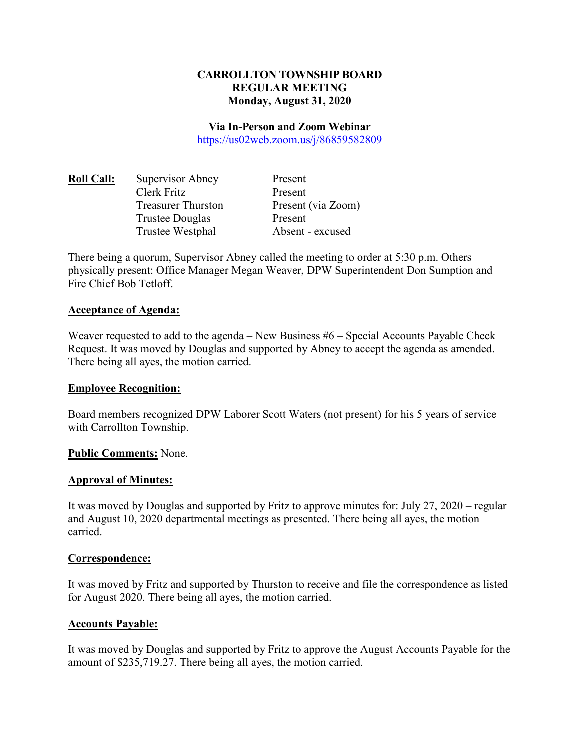**CARROLLTON TOWNSHIP BOARD**
**REGULAR MEETING**
**Monday, August 31, 2020**

**Via In-Person and Zoom Webinar**
https://us02web.zoom.us/j/86859582809

| **Roll Call:** | | |
|---|---|---|
| | Supervisor Abney | Present |
| | Clerk Fritz | Present |
| | Treasurer Thurston | Present (via Zoom) |
| | Trustee Douglas | Present |
| | Trustee Westphal | Absent - excused |

There being a quorum, Supervisor Abney called the meeting to order at 5:30 p.m. Others physically present: Office Manager Megan Weaver, DPW Superintendent Don Sumption and Fire Chief Bob Tetloff.

**Acceptance of Agenda:**

Weaver requested to add to the agenda – New Business #6 – Special Accounts Payable Check Request. It was moved by Douglas and supported by Abney to accept the agenda as amended. There being all ayes, the motion carried.

**Employee Recognition:**

Board members recognized DPW Laborer Scott Waters (not present) for his 5 years of service with Carrollton Township.

**Public Comments:** None.

**Approval of Minutes:**

It was moved by Douglas and supported by Fritz to approve minutes for: July 27, 2020 – regular and August 10, 2020 departmental meetings as presented. There being all ayes, the motion carried.

**Correspondence:**

It was moved by Fritz and supported by Thurston to receive and file the correspondence as listed for August 2020. There being all ayes, the motion carried.

**Accounts Payable:**

It was moved by Douglas and supported by Fritz to approve the August Accounts Payable for the amount of $235,719.27. There being all ayes, the motion carried.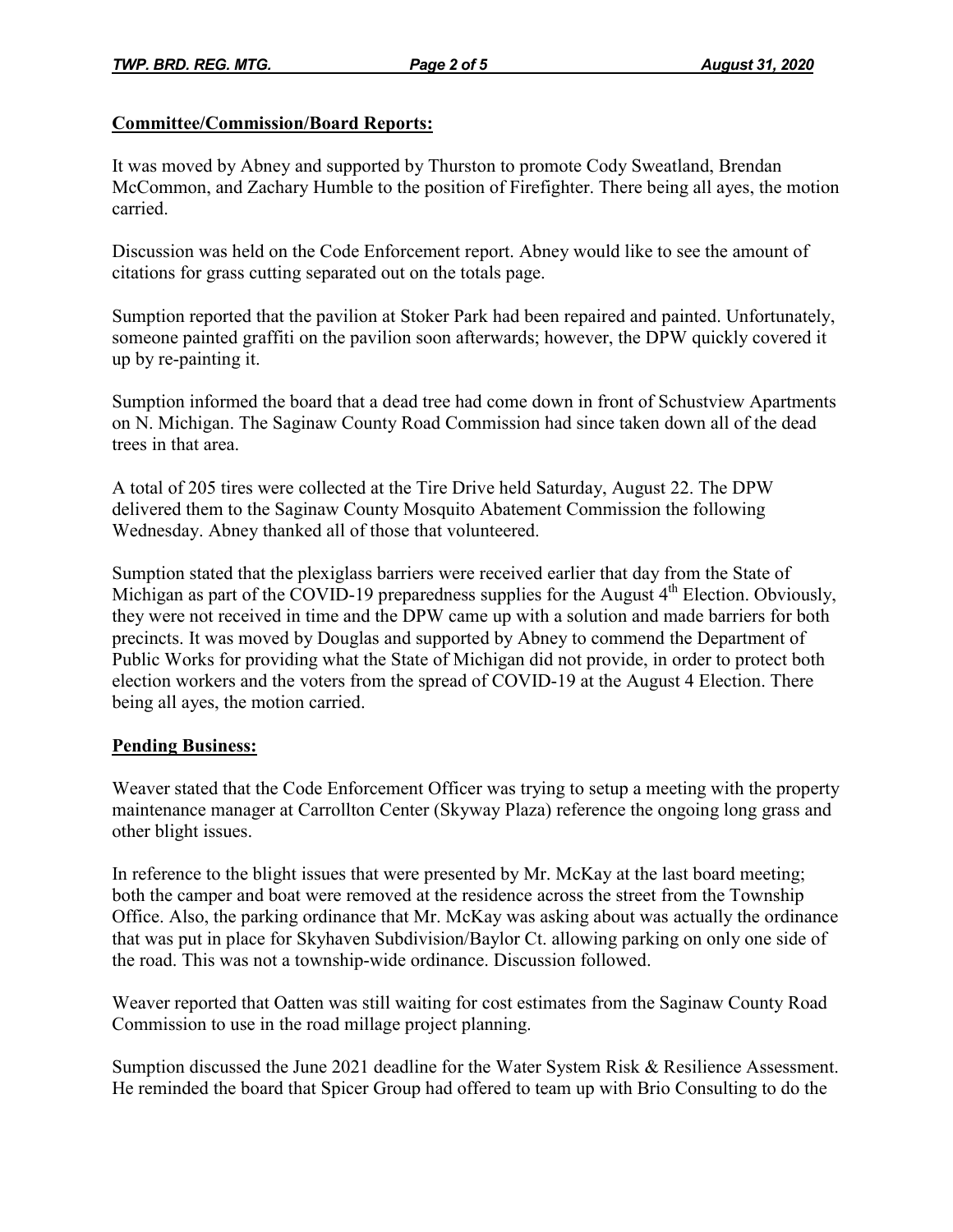**Committee/Commission/Board Reports:**

It was moved by Abney and supported by Thurston to promote Cody Sweatland, Brendan McCommon, and Zachary Humble to the position of Firefighter. There being all ayes, the motion carried.

Discussion was held on the Code Enforcement report. Abney would like to see the amount of citations for grass cutting separated out on the totals page.

Sumption reported that the pavilion at Stoker Park had been repaired and painted. Unfortunately, someone painted graffiti on the pavilion soon afterwards; however, the DPW quickly covered it up by re-painting it.

Sumption informed the board that a dead tree had come down in front of Schustview Apartments on N. Michigan. The Saginaw County Road Commission had since taken down all of the dead trees in that area.

A total of 205 tires were collected at the Tire Drive held Saturday, August 22. The DPW delivered them to the Saginaw County Mosquito Abatement Commission the following Wednesday. Abney thanked all of those that volunteered.

Sumption stated that the plexiglass barriers were received earlier that day from the State of Michigan as part of the COVID-19 preparedness supplies for the August 4th Election. Obviously, they were not received in time and the DPW came up with a solution and made barriers for both precincts. It was moved by Douglas and supported by Abney to commend the Department of Public Works for providing what the State of Michigan did not provide, in order to protect both election workers and the voters from the spread of COVID-19 at the August 4 Election. There being all ayes, the motion carried.

**Pending Business:**

Weaver stated that the Code Enforcement Officer was trying to setup a meeting with the property maintenance manager at Carrollton Center (Skyway Plaza) reference the ongoing long grass and other blight issues.

In reference to the blight issues that were presented by Mr. McKay at the last board meeting; both the camper and boat were removed at the residence across the street from the Township Office. Also, the parking ordinance that Mr. McKay was asking about was actually the ordinance that was put in place for Skyhaven Subdivision/Baylor Ct. allowing parking on only one side of the road. This was not a township-wide ordinance. Discussion followed.

Weaver reported that Oatten was still waiting for cost estimates from the Saginaw County Road Commission to use in the road millage project planning.

Sumption discussed the June 2021 deadline for the Water System Risk & Resilience Assessment. He reminded the board that Spicer Group had offered to team up with Brio Consulting to do the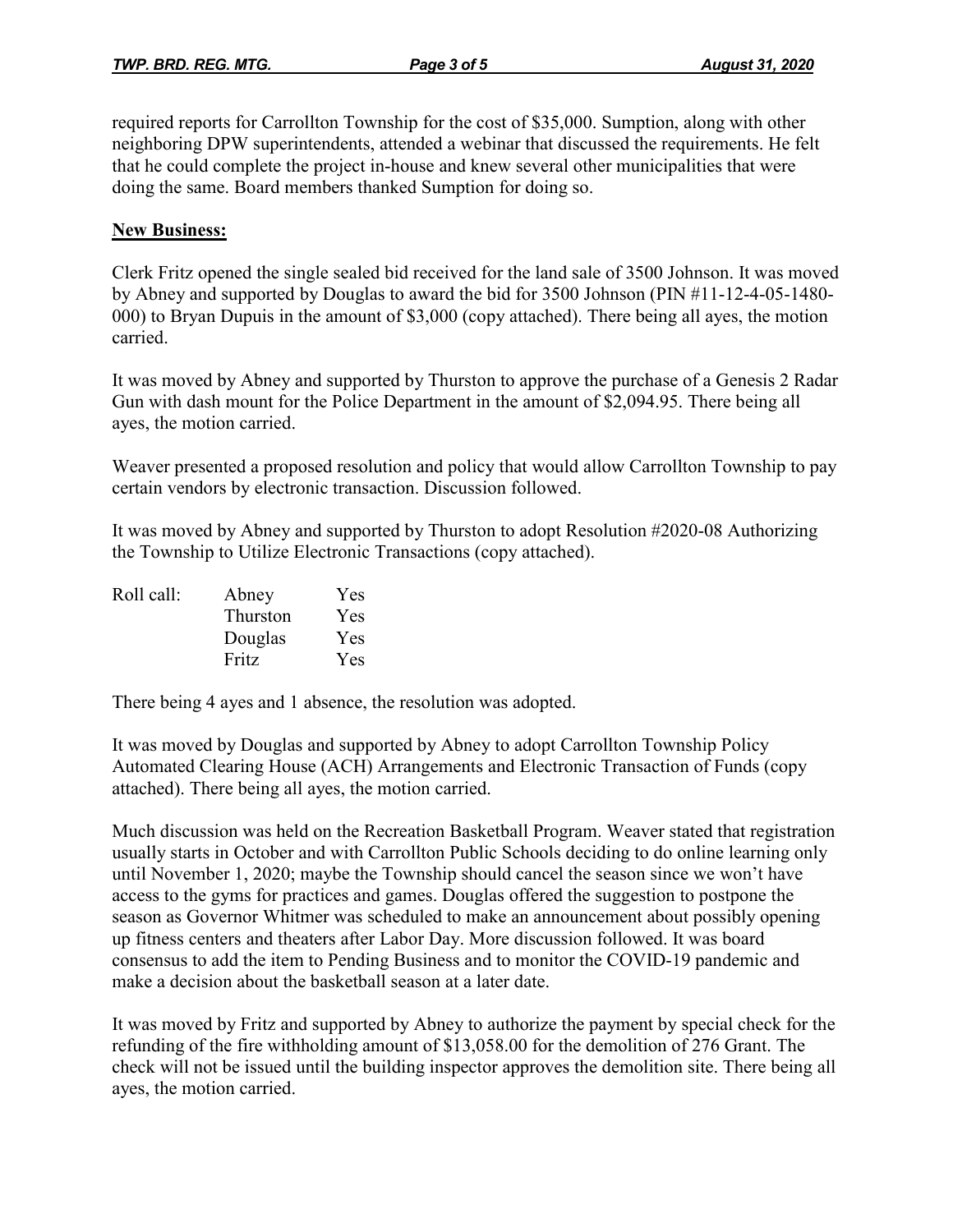required reports for Carrollton Township for the cost of $35,000. Sumption, along with other neighboring DPW superintendents, attended a webinar that discussed the requirements. He felt that he could complete the project in-house and knew several other municipalities that were doing the same. Board members thanked Sumption for doing so.

**New Business:**

Clerk Fritz opened the single sealed bid received for the land sale of 3500 Johnson. It was moved by Abney and supported by Douglas to award the bid for 3500 Johnson (PIN #11-12-4-05-1480-000) to Bryan Dupuis in the amount of $3,000 (copy attached). There being all ayes, the motion carried.

It was moved by Abney and supported by Thurston to approve the purchase of a Genesis 2 Radar Gun with dash mount for the Police Department in the amount of $2,094.95. There being all ayes, the motion carried.

Weaver presented a proposed resolution and policy that would allow Carrollton Township to pay certain vendors by electronic transaction. Discussion followed.

It was moved by Abney and supported by Thurston to adopt Resolution #2020-08 Authorizing the Township to Utilize Electronic Transactions (copy attached).

| Roll call: | Abney | Yes |
|---|---|---|
| | Thurston | Yes |
| | Douglas | Yes |
| | Fritz | Yes |

There being 4 ayes and 1 absence, the resolution was adopted.

It was moved by Douglas and supported by Abney to adopt Carrollton Township Policy Automated Clearing House (ACH) Arrangements and Electronic Transaction of Funds (copy attached). There being all ayes, the motion carried.

Much discussion was held on the Recreation Basketball Program. Weaver stated that registration usually starts in October and with Carrollton Public Schools deciding to do online learning only until November 1, 2020; maybe the Township should cancel the season since we won't have access to the gyms for practices and games. Douglas offered the suggestion to postpone the season as Governor Whitmer was scheduled to make an announcement about possibly opening up fitness centers and theaters after Labor Day. More discussion followed. It was board consensus to add the item to Pending Business and to monitor the COVID-19 pandemic and make a decision about the basketball season at a later date.

It was moved by Fritz and supported by Abney to authorize the payment by special check for the refunding of the fire withholding amount of $13,058.00 for the demolition of 276 Grant. The check will not be issued until the building inspector approves the demolition site. There being all ayes, the motion carried.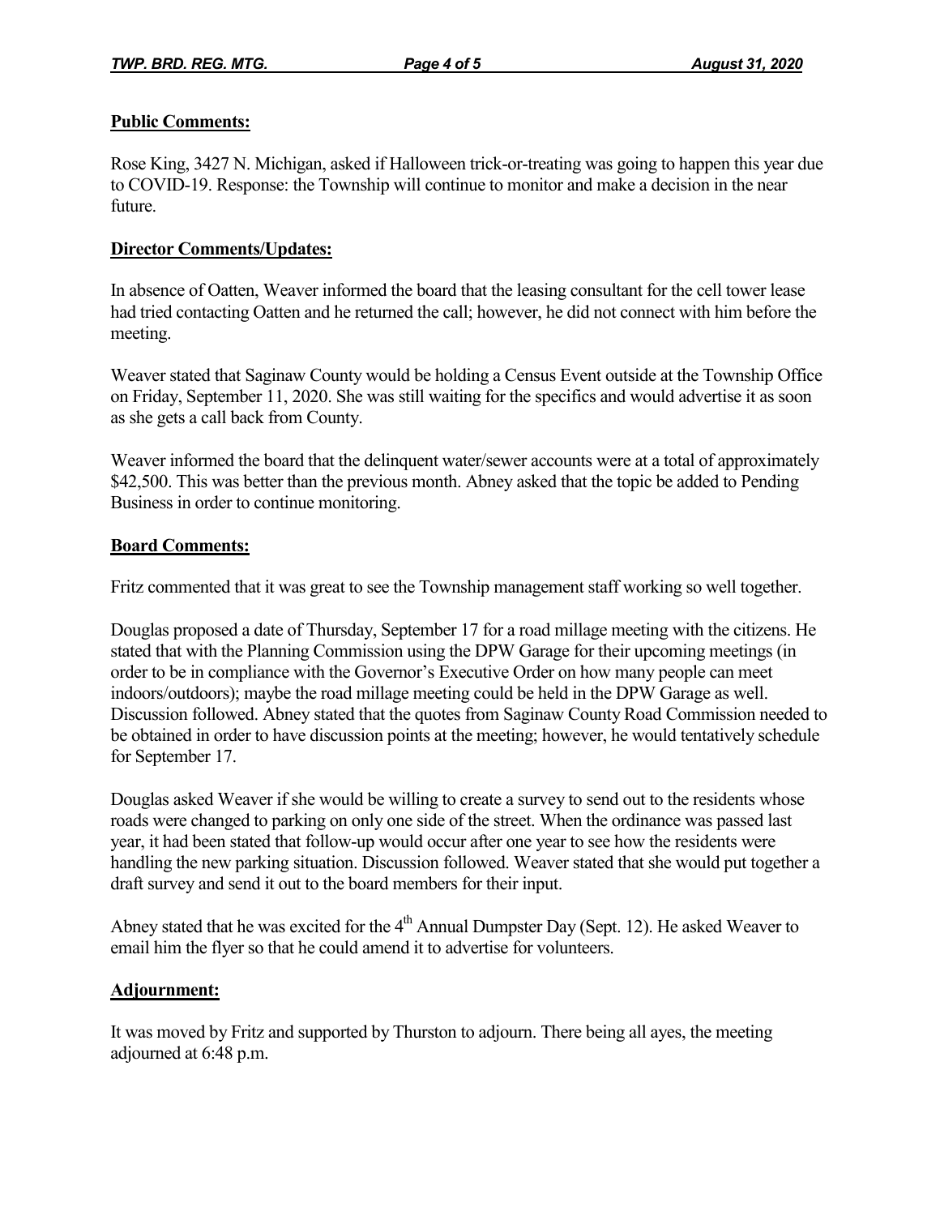**Public Comments:**

Rose King, 3427 N. Michigan, asked if Halloween trick-or-treating was going to happen this year due to COVID-19. Response: the Township will continue to monitor and make a decision in the near future.

**Director Comments/Updates:**

In absence of Oatten, Weaver informed the board that the leasing consultant for the cell tower lease had tried contacting Oatten and he returned the call; however, he did not connect with him before the meeting.

Weaver stated that Saginaw County would be holding a Census Event outside at the Township Office on Friday, September 11, 2020. She was still waiting for the specifics and would advertise it as soon as she gets a call back from County.

Weaver informed the board that the delinquent water/sewer accounts were at a total of approximately $42,500. This was better than the previous month. Abney asked that the topic be added to Pending Business in order to continue monitoring.

**Board Comments:**

Fritz commented that it was great to see the Township management staff working so well together.

Douglas proposed a date of Thursday, September 17 for a road millage meeting with the citizens. He stated that with the Planning Commission using the DPW Garage for their upcoming meetings (in order to be in compliance with the Governor's Executive Order on how many people can meet indoors/outdoors); maybe the road millage meeting could be held in the DPW Garage as well. Discussion followed. Abney stated that the quotes from Saginaw County Road Commission needed to be obtained in order to have discussion points at the meeting; however, he would tentatively schedule for September 17.

Douglas asked Weaver if she would be willing to create a survey to send out to the residents whose roads were changed to parking on only one side of the street. When the ordinance was passed last year, it had been stated that follow-up would occur after one year to see how the residents were handling the new parking situation. Discussion followed. Weaver stated that she would put together a draft survey and send it out to the board members for their input.

Abney stated that he was excited for the 4th Annual Dumpster Day (Sept. 12). He asked Weaver to email him the flyer so that he could amend it to advertise for volunteers.

**Adjournment:**

It was moved by Fritz and supported by Thurston to adjourn. There being all ayes, the meeting adjourned at 6:48 p.m.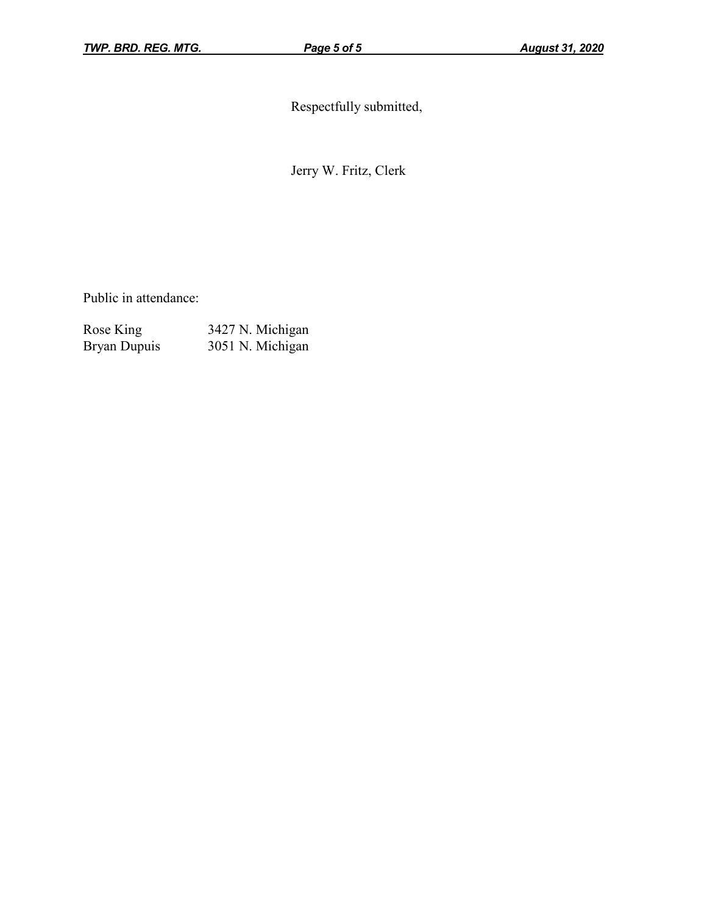Respectfully submitted,

Jerry W. Fritz, Clerk

Public in attendance:

| | |
|---|---|
| Rose King | 3427 N. Michigan |
| Bryan Dupuis | 3051 N. Michigan |